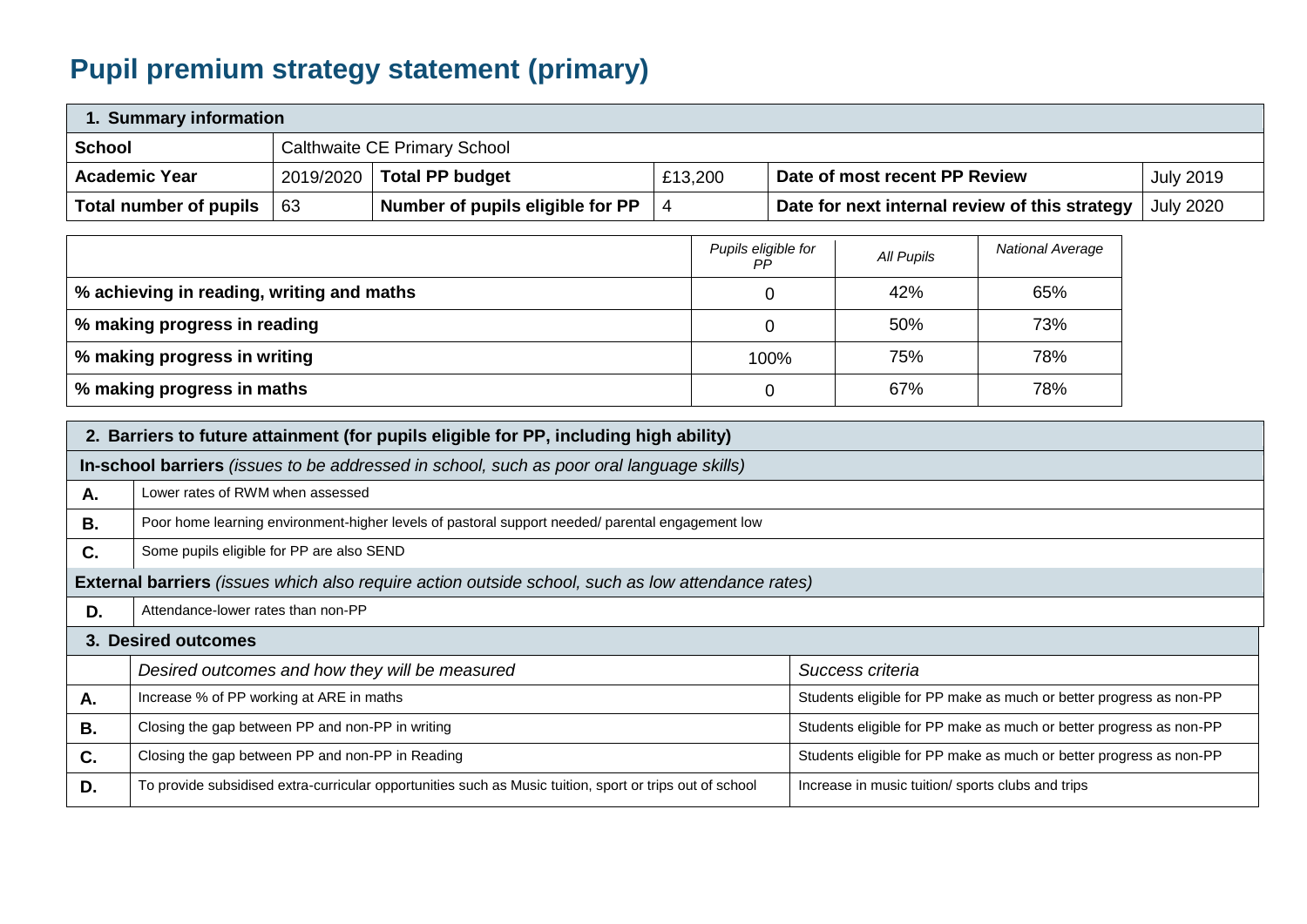# Pupil premium strategy statement (primary)

| 1. Summary information | | | | | |
|---|---|---|---|---|---|
| **School** | Calthwaite CE Primary School | | | | |
| **Academic Year** | 2019/2020 | **Total PP budget** | £13,200 | **Date of most recent PP Review** | July 2019 |
| **Total number of pupils** | 63 | **Number of pupils eligible for PP** | 4 | **Date for next internal review of this strategy** | July 2020 |

| | *Pupils eligible for PP* | *All Pupils* | *National Average* |
|---|---|---|---|
| **% achieving in reading, writing and maths** | 0 | 42% | 65% |
| **% making progress in reading** | 0 | 50% | 73% |
| **% making progress in writing** | 100% | 75% | 78% |
| **% making progress in maths** | 0 | 67% | 78% |

| **2. Barriers to future attainment (for pupils eligible for PP, including high ability)** | |
|---|---|
| **In-school barriers** *(issues to be addressed in school, such as poor oral language skills)* | |
| **A.** | Lower rates of RWM when assessed |
| **B.** | Poor home learning environment-higher levels of pastoral support needed/ parental engagement low |
| **C.** | Some pupils eligible for PP are also SEND |
| **External barriers** *(issues which also require action outside school, such as low attendance rates)* | |
| **D.** | Attendance-lower rates than non-PP |

| **3. Desired outcomes** | | |
|---|---|---|
| | *Desired outcomes and how they will be measured* | *Success criteria* |
| **A.** | Increase % of PP working at ARE in maths | Students eligible for PP make as much or better progress as non-PP |
| **B.** | Closing the gap between PP and non-PP in writing | Students eligible for PP make as much or better progress as non-PP |
| **C.** | Closing the gap between PP and non-PP in Reading | Students eligible for PP make as much or better progress as non-PP |
| **D.** | To provide subsidised extra-curricular opportunities such as Music tuition, sport or trips out of school | Increase in music tuition/ sports clubs and trips |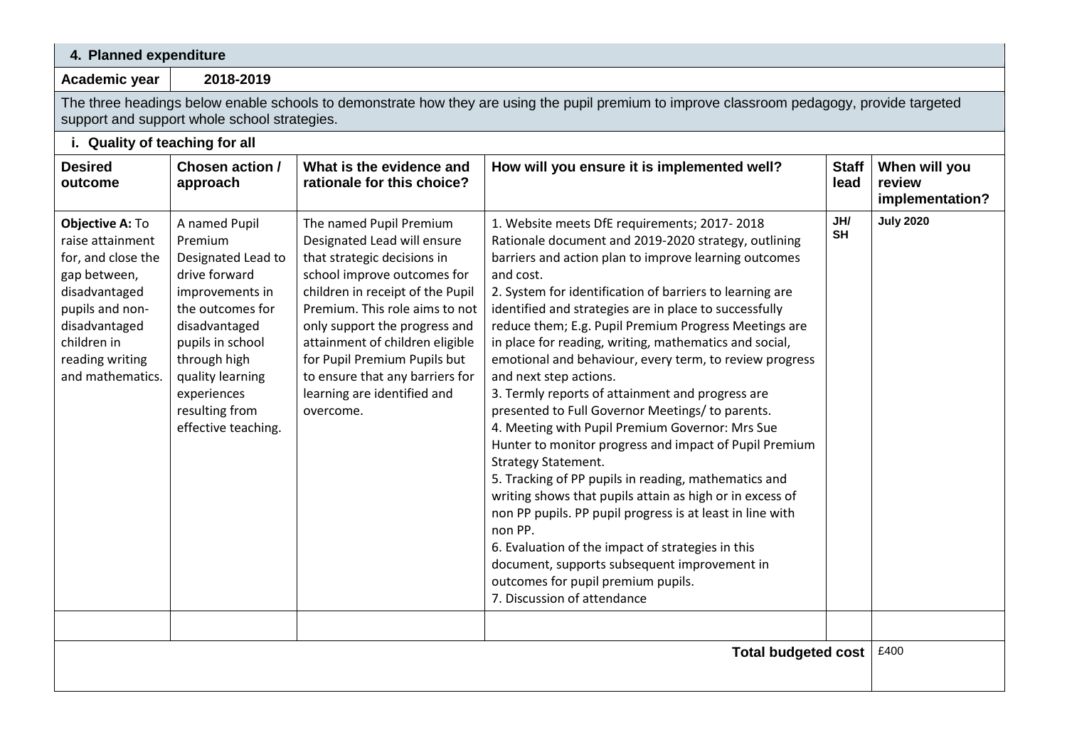## 4. Planned expenditure

| Academic year | 2018-2019 |
|---|---|

The three headings below enable schools to demonstrate how they are using the pupil premium to improve classroom pedagogy, provide targeted support and support whole school strategies.

### i. Quality of teaching for all

| Desired outcome | Chosen action / approach | What is the evidence and rationale for this choice? | How will you ensure it is implemented well? | Staff lead | When will you review implementation? |
|---|---|---|---|---|---|
| **Objective A:** To raise attainment for, and close the gap between, disadvantaged pupils and non-disadvantaged children in reading writing and mathematics. | A named Pupil Premium Designated Lead to drive forward improvements in the outcomes for disadvantaged pupils in school through high quality learning experiences resulting from effective teaching. | The named Pupil Premium Designated Lead will ensure that strategic decisions in school improve outcomes for children in receipt of the Pupil Premium. This role aims to not only support the progress and attainment of children eligible for Pupil Premium Pupils but to ensure that any barriers for learning are identified and overcome. | 1. Website meets DfE requirements; 2017- 2018 Rationale document and 2019-2020 strategy, outlining barriers and action plan to improve learning outcomes and cost.<br>2. System for identification of barriers to learning are identified and strategies are in place to successfully reduce them; E.g. Pupil Premium Progress Meetings are in place for reading, writing, mathematics and social, emotional and behaviour, every term, to review progress and next step actions.<br>3. Termly reports of attainment and progress are presented to Full Governor Meetings/ to parents.<br>4. Meeting with Pupil Premium Governor: Mrs Sue Hunter to monitor progress and impact of Pupil Premium Strategy Statement.<br>5. Tracking of PP pupils in reading, mathematics and writing shows that pupils attain as high or in excess of non PP pupils. PP pupil progress is at least in line with non PP.<br>6. Evaluation of the impact of strategies in this document, supports subsequent improvement in outcomes for pupil premium pupils.<br>7. Discussion of attendance | JH/ SH | July 2020 |
| | | | | | |
| | | | | **Total budgeted cost** | £400 |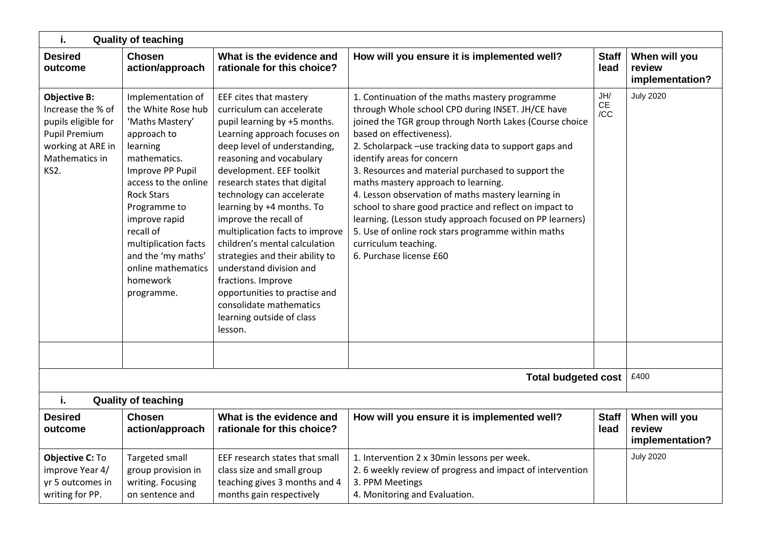| i. Quality of teaching | | | | | |
|---|---|---|---|---|---|
| **Desired outcome** | **Chosen action/approach** | **What is the evidence and rationale for this choice?** | **How will you ensure it is implemented well?** | **Staff lead** | **When will you review implementation?** |
| **Objective B:** Increase the % of pupils eligible for Pupil Premium working at ARE in Mathematics in KS2. | Implementation of the White Rose hub 'Maths Mastery' approach to learning mathematics. Improve PP Pupil access to the online Rock Stars Programme to improve rapid recall of multiplication facts and the 'my maths' online mathematics homework programme. | EEF cites that mastery curriculum can accelerate pupil learning by +5 months. Learning approach focuses on deep level of understanding, reasoning and vocabulary development. EEF toolkit research states that digital technology can accelerate learning by +4 months. To improve the recall of multiplication facts to improve children's mental calculation strategies and their ability to understand division and fractions. Improve opportunities to practise and consolidate mathematics learning outside of class lesson. | 1. Continuation of the maths mastery programme through Whole school CPD during INSET. JH/CE have joined the TGR group through North Lakes (Course choice based on effectiveness).<br>2. Scholarpack –use tracking data to support gaps and identify areas for concern<br>3. Resources and material purchased to support the maths mastery approach to learning.<br>4. Lesson observation of maths mastery learning in school to share good practice and reflect on impact to learning. (Lesson study approach focused on PP learners)<br>5. Use of online rock stars programme within maths curriculum teaching.<br>6. Purchase license £60 | JH/ CE /CC | July 2020 |
| | | | | | |
| | | | | **Total budgeted cost** | £400 |

| i. Quality of teaching | | | | | |
|---|---|---|---|---|---|
| **Desired outcome** | **Chosen action/approach** | **What is the evidence and rationale for this choice?** | **How will you ensure it is implemented well?** | **Staff lead** | **When will you review implementation?** |
| **Objective C:** To improve Year 4/ yr 5 outcomes in writing for PP. | Targeted small group provision in writing. Focusing on sentence and | EEF research states that small class size and small group teaching gives 3 months and 4 months gain respectively | 1. Intervention 2 x 30min lessons per week.<br>2. 6 weekly review of progress and impact of intervention<br>3. PPM Meetings<br>4. Monitoring and Evaluation. | | July 2020 |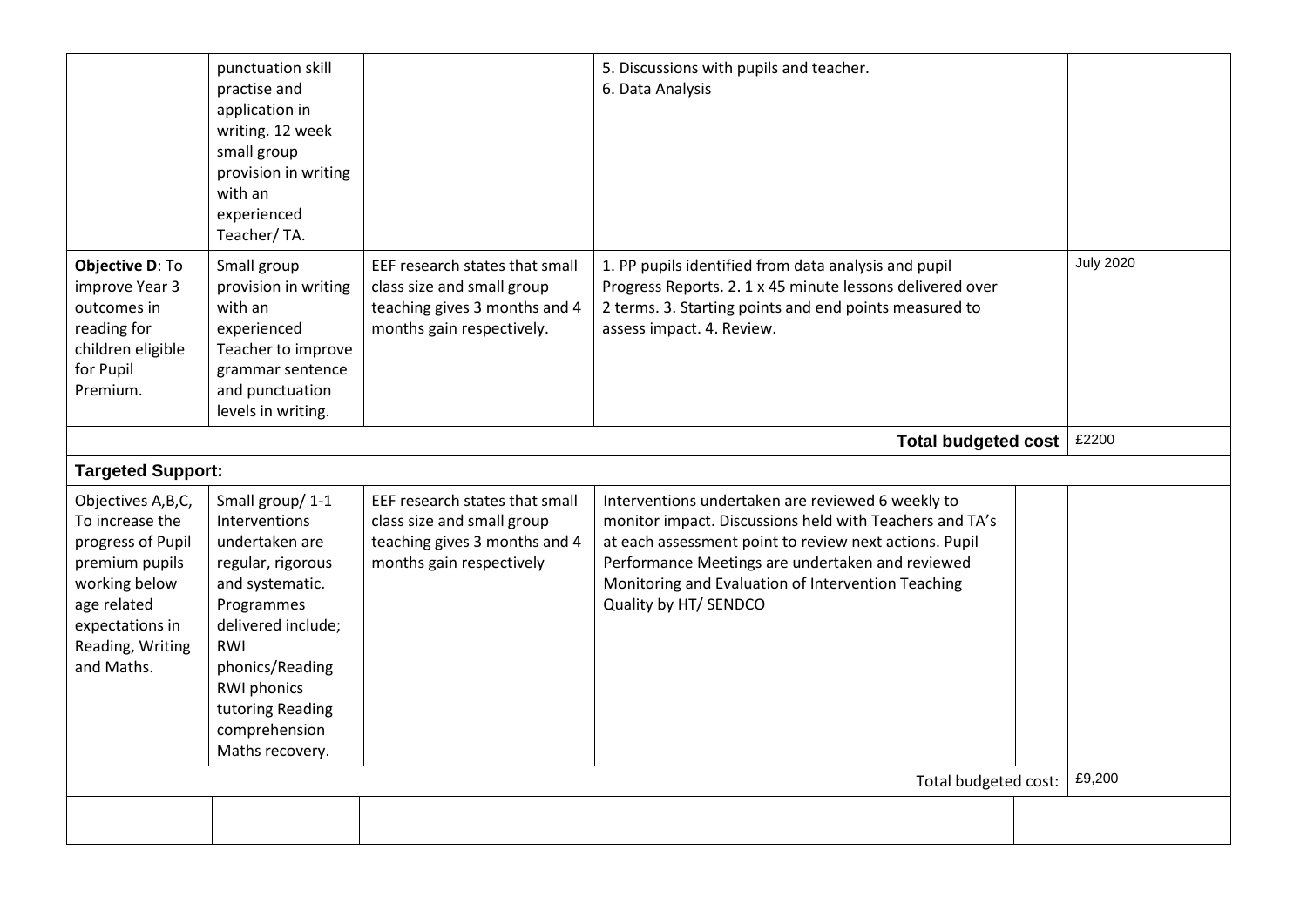| | | | | | |
|---|---|---|---|---|---|
| | punctuation skill practise and application in writing. 12 week small group provision in writing with an experienced Teacher/ TA. | | 5. Discussions with pupils and teacher.<br>6. Data Analysis | | |
| **Objective D**: To improve Year 3 outcomes in reading for children eligible for Pupil Premium. | Small group provision in writing with an experienced Teacher to improve grammar sentence and punctuation levels in writing. | EEF research states that small class size and small group teaching gives 3 months and 4 months gain respectively. | 1. PP pupils identified from data analysis and pupil Progress Reports. 2. 1 x 45 minute lessons delivered over 2 terms. 3. Starting points and end points measured to assess impact. 4. Review. | | July 2020 |
| | | | | **Total budgeted cost** | £2200 |
| **Targeted Support:** | | | | | |
| Objectives A,B,C, To increase the progress of Pupil premium pupils working below age related expectations in Reading, Writing and Maths. | Small group/ 1-1 Interventions undertaken are regular, rigorous and systematic. Programmes delivered include; RWI phonics/Reading RWI phonics tutoring Reading comprehension Maths recovery. | EEF research states that small class size and small group teaching gives 3 months and 4 months gain respectively | Interventions undertaken are reviewed 6 weekly to monitor impact. Discussions held with Teachers and TA's at each assessment point to review next actions. Pupil Performance Meetings are undertaken and reviewed Monitoring and Evaluation of Intervention Teaching Quality by HT/ SENDCO | | |
| | | | | Total budgeted cost: | £9,200 |
| | | | | | |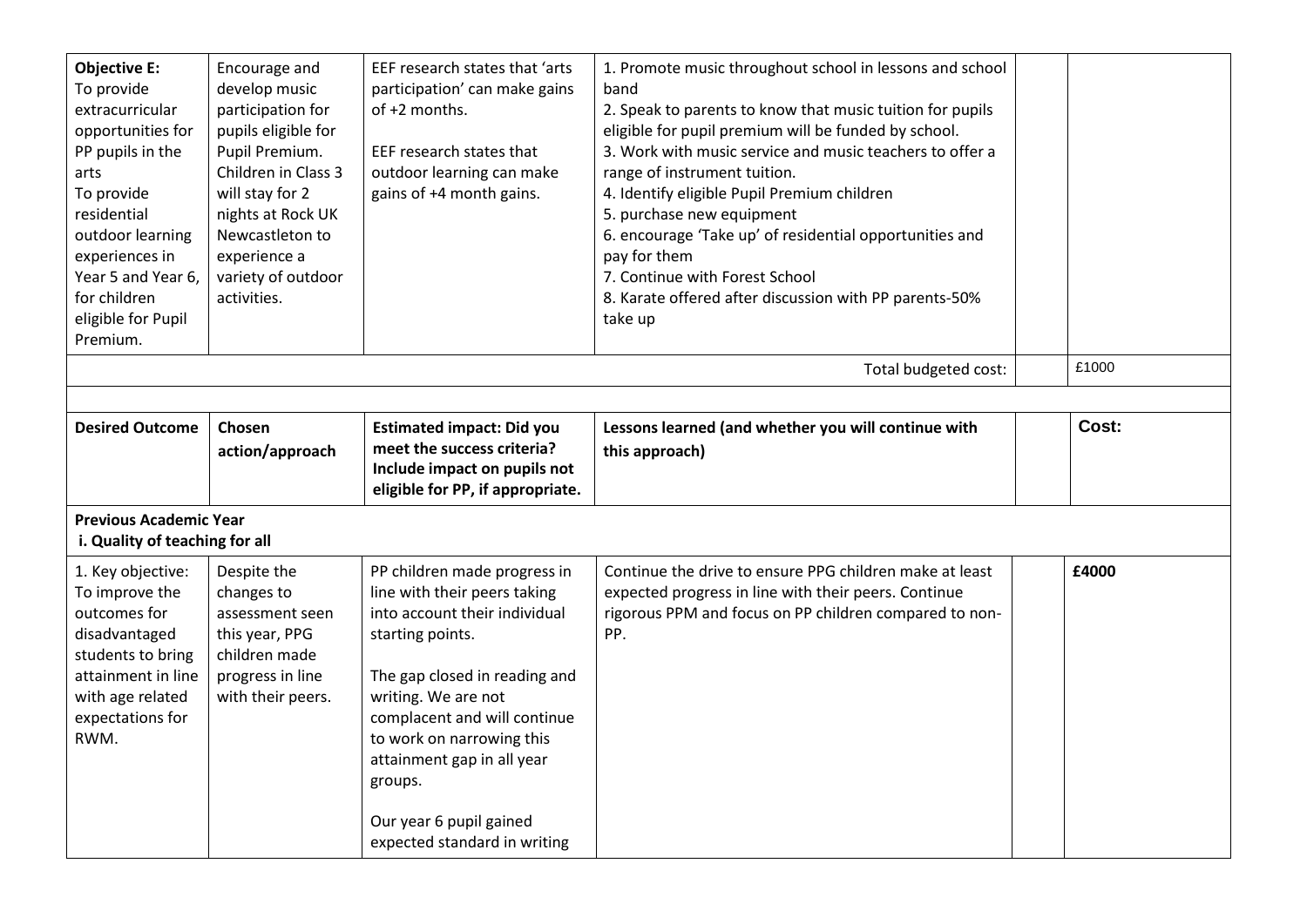| | | | | | |
|---|---|---|---|---|---|
| **Objective E:** To provide extracurricular opportunities for PP pupils in the arts To provide residential outdoor learning experiences in Year 5 and Year 6, for children eligible for Pupil Premium. | Encourage and develop music participation for pupils eligible for Pupil Premium. Children in Class 3 will stay for 2 nights at Rock UK Newcastleton to experience a variety of outdoor activities. | EEF research states that 'arts participation' can make gains of +2 months.<br><br>EEF research states that outdoor learning can make gains of +4 month gains. | 1. Promote music throughout school in lessons and school band<br>2. Speak to parents to know that music tuition for pupils eligible for pupil premium will be funded by school.<br>3. Work with music service and music teachers to offer a range of instrument tuition.<br>4. Identify eligible Pupil Premium children<br>5. purchase new equipment<br>6. encourage 'Take up' of residential opportunities and pay for them<br>7. Continue with Forest School<br>8. Karate offered after discussion with PP parents-50% take up | | |
| | | | Total budgeted cost: | | £1000 |

| **Desired Outcome** | **Chosen action/approach** | **Estimated impact: Did you meet the success criteria? Include impact on pupils not eligible for PP, if appropriate.** | **Lessons learned (and whether you will continue with this approach)** | | **Cost:** |
|---|---|---|---|---|---|
| **Previous Academic Year**<br>**i. Quality of teaching for all** | | | | | |
| 1. Key objective: To improve the outcomes for disadvantaged students to bring attainment in line with age related expectations for RWM. | Despite the changes to assessment seen this year, PPG children made progress in line with their peers. | PP children made progress in line with their peers taking into account their individual starting points.<br><br>The gap closed in reading and writing. We are not complacent and will continue to work on narrowing this attainment gap in all year groups.<br><br>Our year 6 pupil gained expected standard in writing | Continue the drive to ensure PPG children make at least expected progress in line with their peers. Continue rigorous PPM and focus on PP children compared to non-PP. | | **£4000** |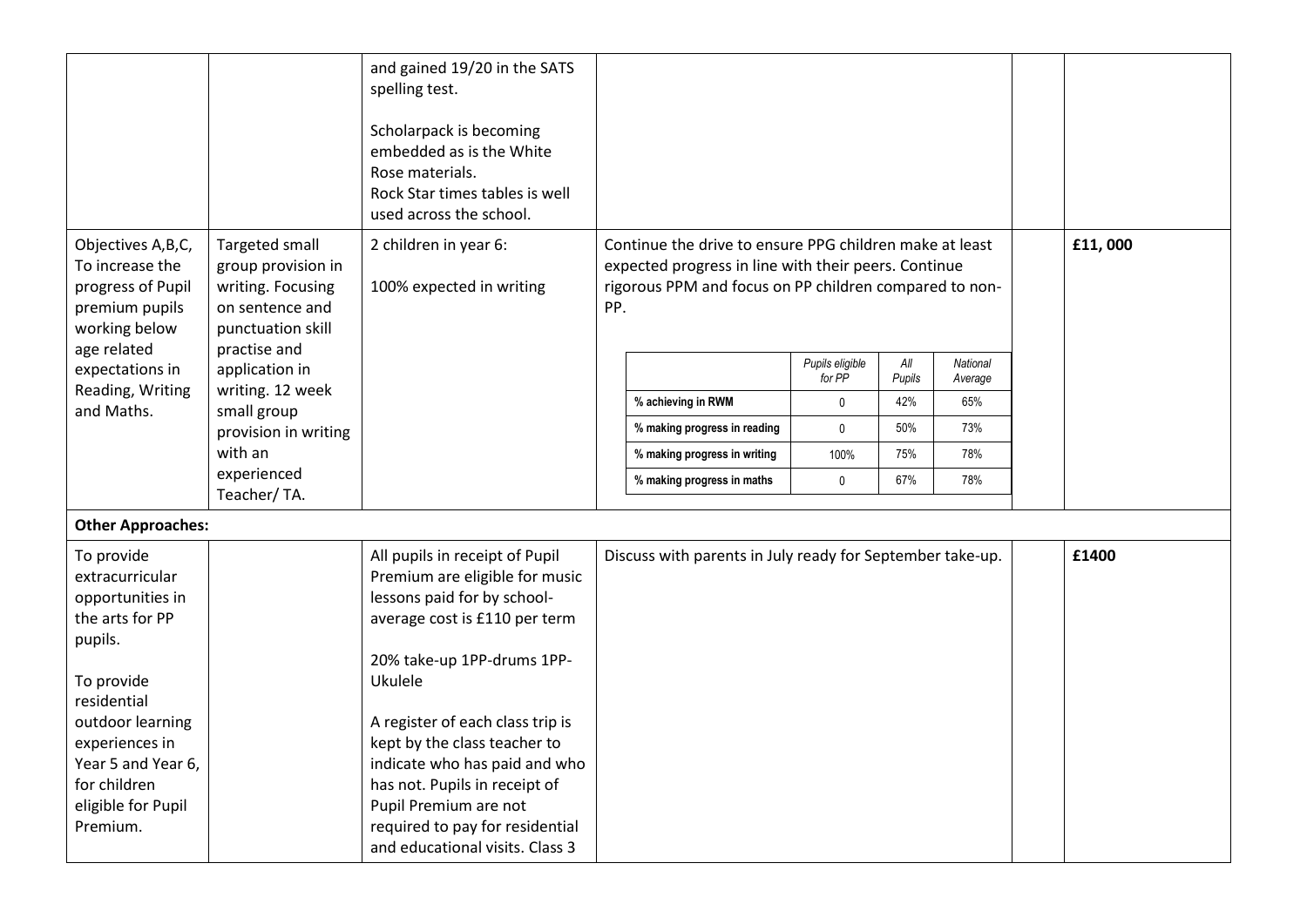| | | | | | |
|---|---|---|---|---|---|
| | | and gained 19/20 in the SATS spelling test.<br><br>Scholarpack is becoming embedded as is the White Rose materials.<br>Rock Star times tables is well used across the school. | | | |
| Objectives A,B,C, To increase the progress of Pupil premium pupils working below age related expectations in Reading, Writing and Maths. | Targeted small group provision in writing. Focusing on sentence and punctuation skill practise and application in writing. 12 week small group provision in writing with an experienced Teacher/ TA. | 2 children in year 6:<br><br>100% expected in writing | Continue the drive to ensure PPG children make at least expected progress in line with their peers. Continue rigorous PPM and focus on PP children compared to non-PP. | | £11, 000 |

| | Pupils eligible for PP | All Pupils | National Average |
|---|---|---|---|
| % achieving in RWM | 0 | 42% | 65% |
| % making progress in reading | 0 | 50% | 73% |
| % making progress in writing | 100% | 75% | 78% |
| % making progress in maths | 0 | 67% | 78% |

**Other Approaches:**

| | | | | | |
|---|---|---|---|---|---|
| To provide extracurricular opportunities in the arts for PP pupils.<br><br>To provide residential outdoor learning experiences in Year 5 and Year 6, for children eligible for Pupil Premium. | | All pupils in receipt of Pupil Premium are eligible for music lessons paid for by school- average cost is £110 per term<br><br>20% take-up 1PP-drums 1PP-Ukulele<br><br>A register of each class trip is kept by the class teacher to indicate who has paid and who has not. Pupils in receipt of Pupil Premium are not required to pay for residential and educational visits. Class 3 | Discuss with parents in July ready for September take-up. | | £1400 |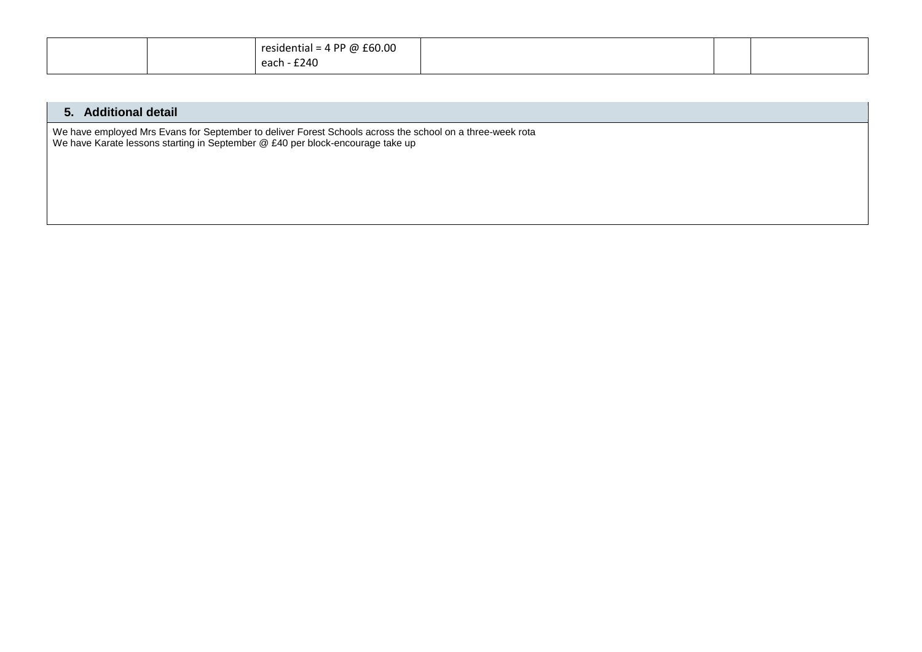| | | | | | |
|---|---|---|---|---|---|
| | | residential = 4 PP @ £60.00 each - £240 | | | |

## 5. Additional detail

We have employed Mrs Evans for September to deliver Forest Schools across the school on a three-week rota
We have Karate lessons starting in September @ £40 per block-encourage take up